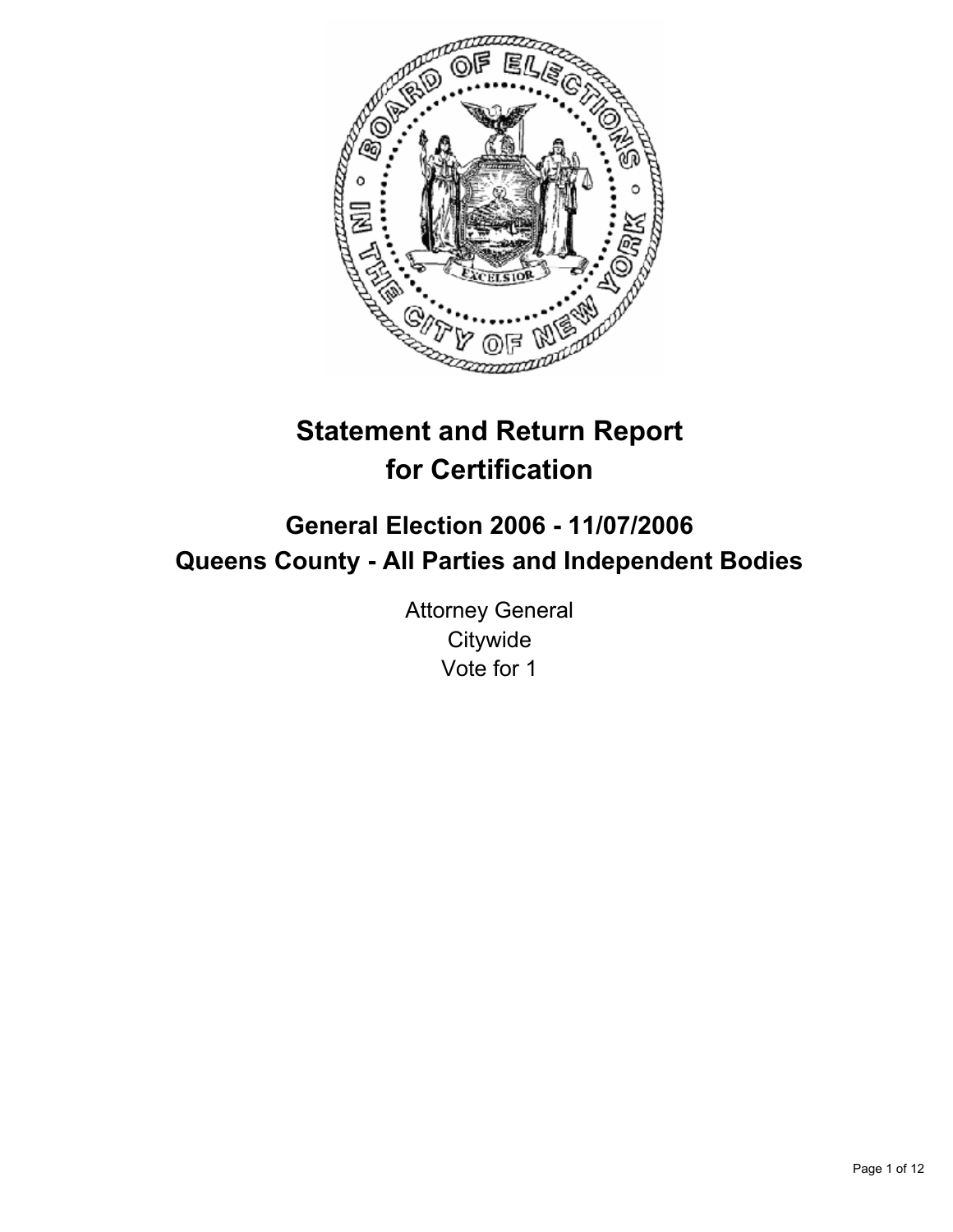# Statement and Return Report for Certification

## General Election 2006 - 11/07/2006
## Queens County - All Parties and Independent Bodies

Attorney General
Citywide
Vote for 1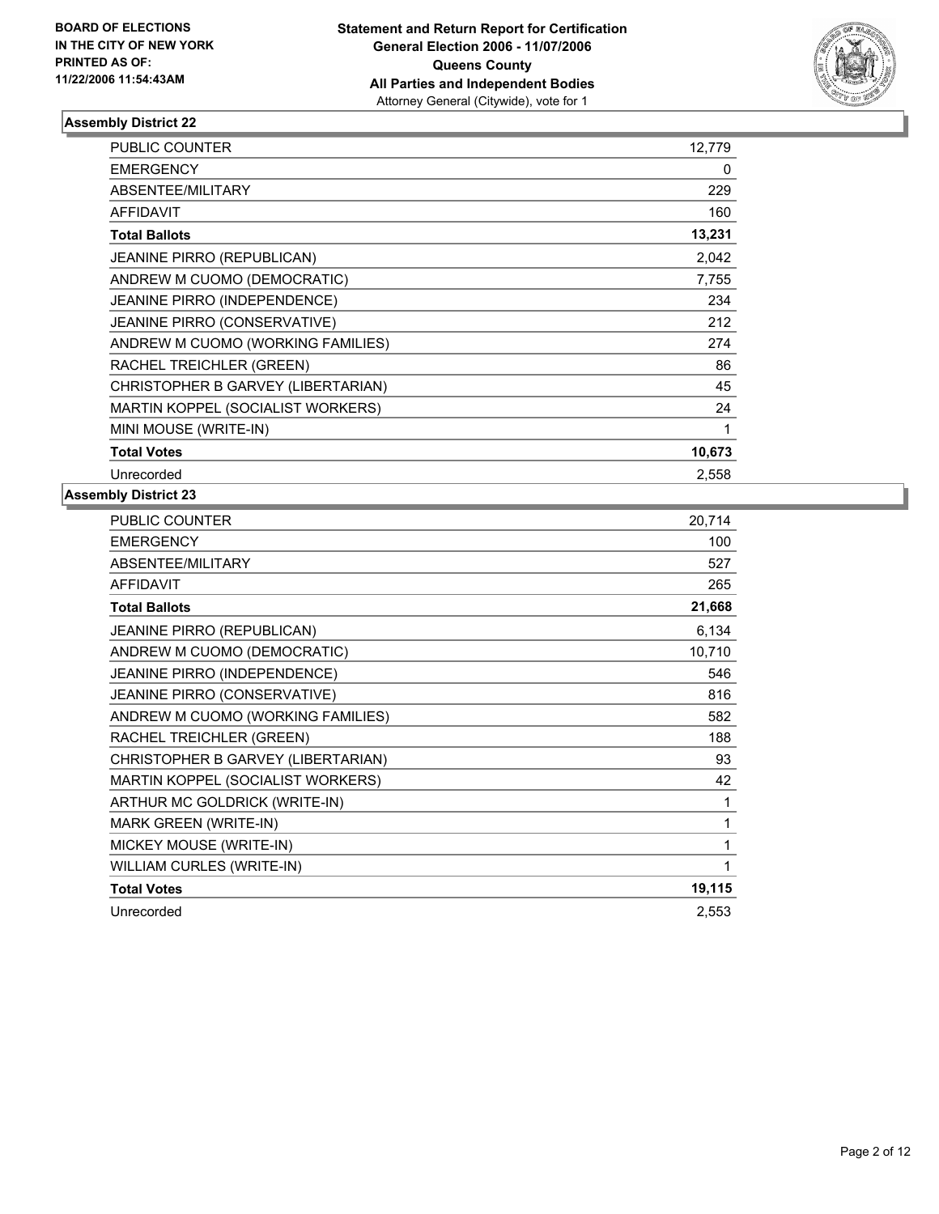**BOARD OF ELECTIONS IN THE CITY OF NEW YORK PRINTED AS OF: 11/22/2006 11:54:43AM**

**Statement and Return Report for Certification**
**General Election 2006 - 11/07/2006**
**Queens County**
**All Parties and Independent Bodies**
Attorney General (Citywide), vote for 1

### Assembly District 22

| | |
|---|---|
| PUBLIC COUNTER | 12,779 |
| EMERGENCY | 0 |
| ABSENTEE/MILITARY | 229 |
| AFFIDAVIT | 160 |
| **Total Ballots** | **13,231** |
| JEANINE PIRRO (REPUBLICAN) | 2,042 |
| ANDREW M CUOMO (DEMOCRATIC) | 7,755 |
| JEANINE PIRRO (INDEPENDENCE) | 234 |
| JEANINE PIRRO (CONSERVATIVE) | 212 |
| ANDREW M CUOMO (WORKING FAMILIES) | 274 |
| RACHEL TREICHLER (GREEN) | 86 |
| CHRISTOPHER B GARVEY (LIBERTARIAN) | 45 |
| MARTIN KOPPEL (SOCIALIST WORKERS) | 24 |
| MINI MOUSE (WRITE-IN) | 1 |
| **Total Votes** | **10,673** |
| Unrecorded | 2,558 |

### Assembly District 23

| | |
|---|---|
| PUBLIC COUNTER | 20,714 |
| EMERGENCY | 100 |
| ABSENTEE/MILITARY | 527 |
| AFFIDAVIT | 265 |
| **Total Ballots** | **21,668** |
| JEANINE PIRRO (REPUBLICAN) | 6,134 |
| ANDREW M CUOMO (DEMOCRATIC) | 10,710 |
| JEANINE PIRRO (INDEPENDENCE) | 546 |
| JEANINE PIRRO (CONSERVATIVE) | 816 |
| ANDREW M CUOMO (WORKING FAMILIES) | 582 |
| RACHEL TREICHLER (GREEN) | 188 |
| CHRISTOPHER B GARVEY (LIBERTARIAN) | 93 |
| MARTIN KOPPEL (SOCIALIST WORKERS) | 42 |
| ARTHUR MC GOLDRICK (WRITE-IN) | 1 |
| MARK GREEN (WRITE-IN) | 1 |
| MICKEY MOUSE (WRITE-IN) | 1 |
| WILLIAM CURLES (WRITE-IN) | 1 |
| **Total Votes** | **19,115** |
| Unrecorded | 2,553 |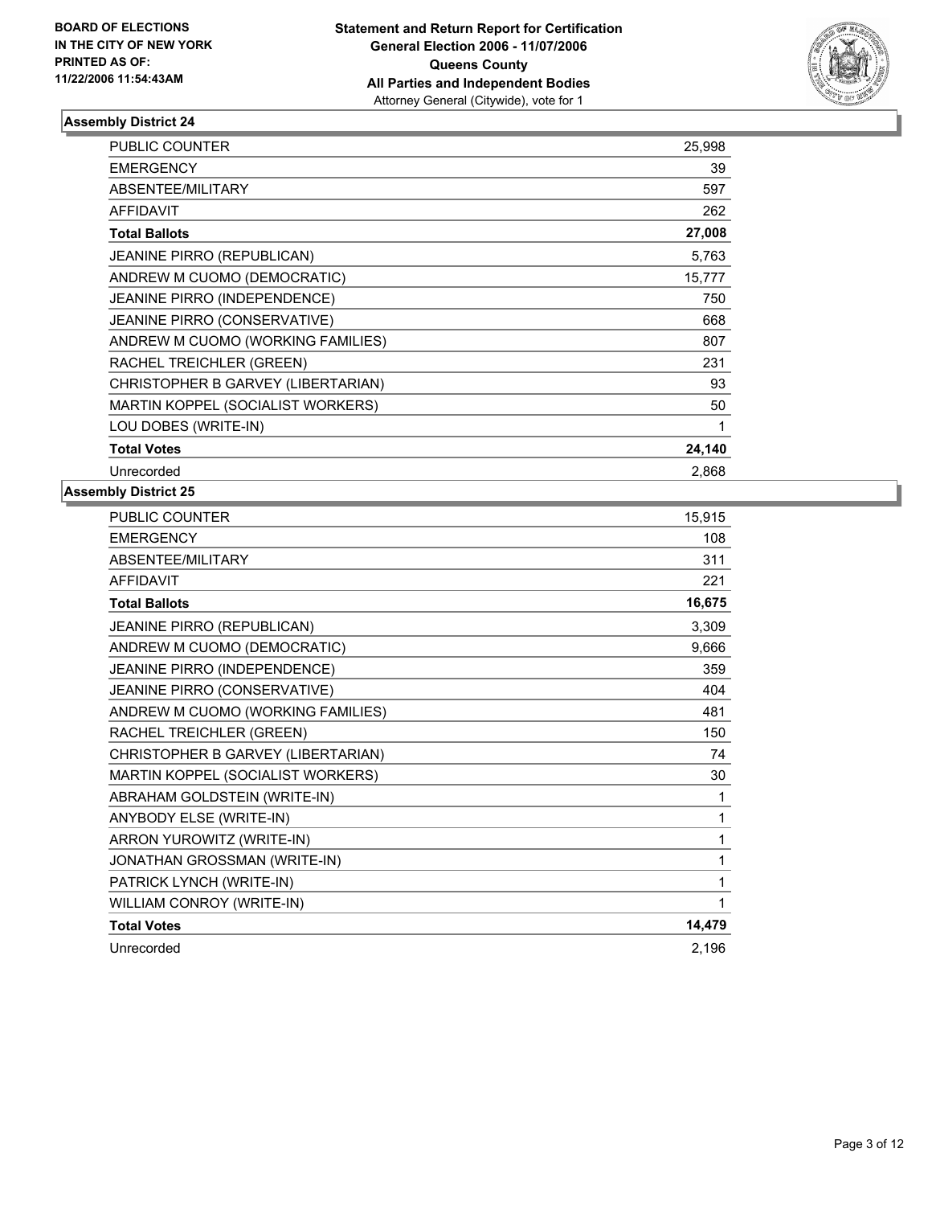**BOARD OF ELECTIONS IN THE CITY OF NEW YORK PRINTED AS OF: 11/22/2006 11:54:43AM**

**Statement and Return Report for Certification**
**General Election 2006 - 11/07/2006**
**Queens County**
**All Parties and Independent Bodies**
Attorney General (Citywide), vote for 1

### Assembly District 24

| | |
|---|---|
| PUBLIC COUNTER | 25,998 |
| EMERGENCY | 39 |
| ABSENTEE/MILITARY | 597 |
| AFFIDAVIT | 262 |
| **Total Ballots** | **27,008** |
| JEANINE PIRRO (REPUBLICAN) | 5,763 |
| ANDREW M CUOMO (DEMOCRATIC) | 15,777 |
| JEANINE PIRRO (INDEPENDENCE) | 750 |
| JEANINE PIRRO (CONSERVATIVE) | 668 |
| ANDREW M CUOMO (WORKING FAMILIES) | 807 |
| RACHEL TREICHLER (GREEN) | 231 |
| CHRISTOPHER B GARVEY (LIBERTARIAN) | 93 |
| MARTIN KOPPEL (SOCIALIST WORKERS) | 50 |
| LOU DOBES (WRITE-IN) | 1 |
| **Total Votes** | **24,140** |
| Unrecorded | 2,868 |

### Assembly District 25

| | |
|---|---|
| PUBLIC COUNTER | 15,915 |
| EMERGENCY | 108 |
| ABSENTEE/MILITARY | 311 |
| AFFIDAVIT | 221 |
| **Total Ballots** | **16,675** |
| JEANINE PIRRO (REPUBLICAN) | 3,309 |
| ANDREW M CUOMO (DEMOCRATIC) | 9,666 |
| JEANINE PIRRO (INDEPENDENCE) | 359 |
| JEANINE PIRRO (CONSERVATIVE) | 404 |
| ANDREW M CUOMO (WORKING FAMILIES) | 481 |
| RACHEL TREICHLER (GREEN) | 150 |
| CHRISTOPHER B GARVEY (LIBERTARIAN) | 74 |
| MARTIN KOPPEL (SOCIALIST WORKERS) | 30 |
| ABRAHAM GOLDSTEIN (WRITE-IN) | 1 |
| ANYBODY ELSE (WRITE-IN) | 1 |
| ARRON YUROWITZ (WRITE-IN) | 1 |
| JONATHAN GROSSMAN (WRITE-IN) | 1 |
| PATRICK LYNCH (WRITE-IN) | 1 |
| WILLIAM CONROY (WRITE-IN) | 1 |
| **Total Votes** | **14,479** |
| Unrecorded | 2,196 |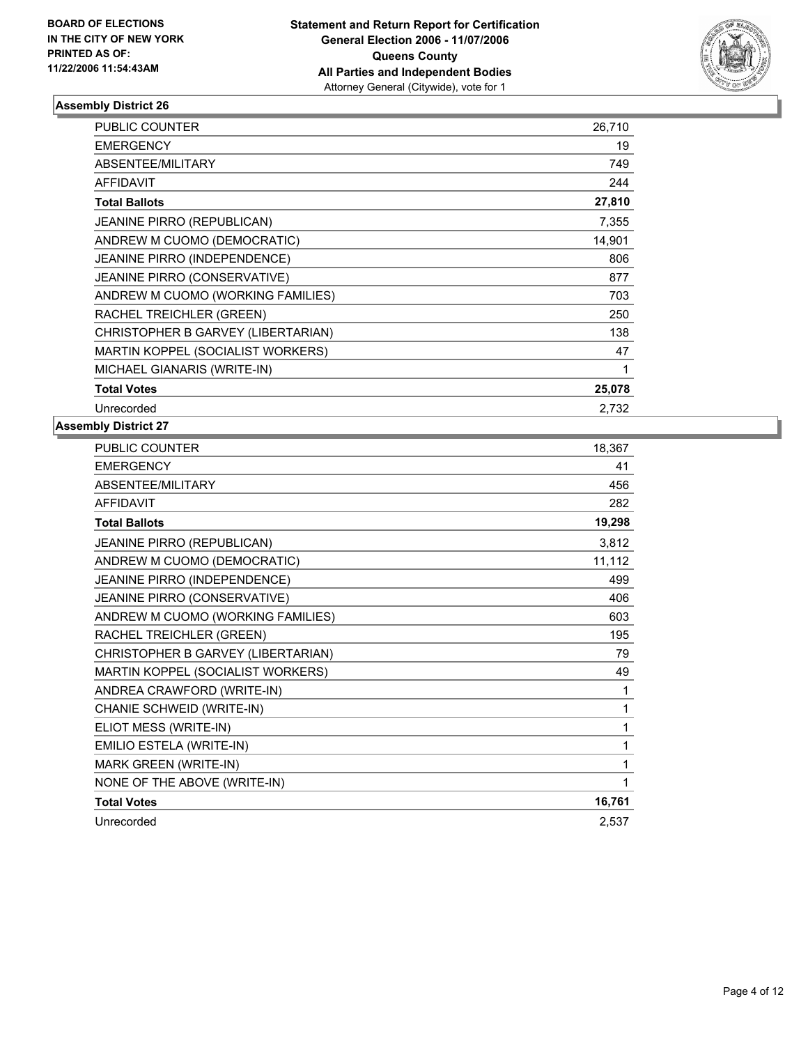BOARD OF ELECTIONS
IN THE CITY OF NEW YORK
PRINTED AS OF:
11/22/2006 11:54:43AM

**Statement and Return Report for Certification**
**General Election 2006 - 11/07/2006**
**Queens County**
**All Parties and Independent Bodies**
Attorney General (Citywide), vote for 1

### Assembly District 26

| | |
|---|---|
| PUBLIC COUNTER | 26,710 |
| EMERGENCY | 19 |
| ABSENTEE/MILITARY | 749 |
| AFFIDAVIT | 244 |
| **Total Ballots** | **27,810** |
| JEANINE PIRRO (REPUBLICAN) | 7,355 |
| ANDREW M CUOMO (DEMOCRATIC) | 14,901 |
| JEANINE PIRRO (INDEPENDENCE) | 806 |
| JEANINE PIRRO (CONSERVATIVE) | 877 |
| ANDREW M CUOMO (WORKING FAMILIES) | 703 |
| RACHEL TREICHLER (GREEN) | 250 |
| CHRISTOPHER B GARVEY (LIBERTARIAN) | 138 |
| MARTIN KOPPEL (SOCIALIST WORKERS) | 47 |
| MICHAEL GIANARIS (WRITE-IN) | 1 |
| **Total Votes** | **25,078** |
| Unrecorded | 2,732 |

### Assembly District 27

| | |
|---|---|
| PUBLIC COUNTER | 18,367 |
| EMERGENCY | 41 |
| ABSENTEE/MILITARY | 456 |
| AFFIDAVIT | 282 |
| **Total Ballots** | **19,298** |
| JEANINE PIRRO (REPUBLICAN) | 3,812 |
| ANDREW M CUOMO (DEMOCRATIC) | 11,112 |
| JEANINE PIRRO (INDEPENDENCE) | 499 |
| JEANINE PIRRO (CONSERVATIVE) | 406 |
| ANDREW M CUOMO (WORKING FAMILIES) | 603 |
| RACHEL TREICHLER (GREEN) | 195 |
| CHRISTOPHER B GARVEY (LIBERTARIAN) | 79 |
| MARTIN KOPPEL (SOCIALIST WORKERS) | 49 |
| ANDREA CRAWFORD (WRITE-IN) | 1 |
| CHANIE SCHWEID (WRITE-IN) | 1 |
| ELIOT MESS (WRITE-IN) | 1 |
| EMILIO ESTELA (WRITE-IN) | 1 |
| MARK GREEN (WRITE-IN) | 1 |
| NONE OF THE ABOVE (WRITE-IN) | 1 |
| **Total Votes** | **16,761** |
| Unrecorded | 2,537 |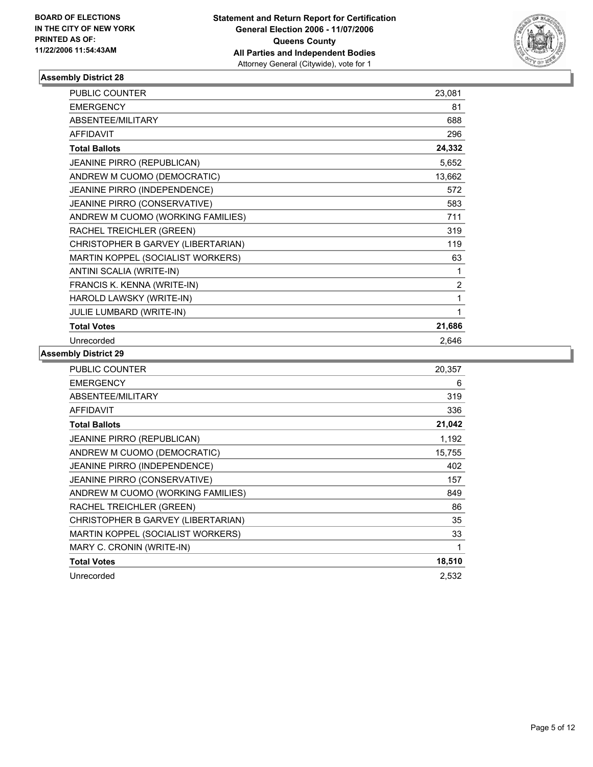**BOARD OF ELECTIONS IN THE CITY OF NEW YORK PRINTED AS OF: 11/22/2006 11:54:43AM**

**Statement and Return Report for Certification General Election 2006 - 11/07/2006 Queens County All Parties and Independent Bodies**
Attorney General (Citywide), vote for 1

## Assembly District 28

| | |
|---|---|
| PUBLIC COUNTER | 23,081 |
| EMERGENCY | 81 |
| ABSENTEE/MILITARY | 688 |
| AFFIDAVIT | 296 |
| **Total Ballots** | **24,332** |
| JEANINE PIRRO (REPUBLICAN) | 5,652 |
| ANDREW M CUOMO (DEMOCRATIC) | 13,662 |
| JEANINE PIRRO (INDEPENDENCE) | 572 |
| JEANINE PIRRO (CONSERVATIVE) | 583 |
| ANDREW M CUOMO (WORKING FAMILIES) | 711 |
| RACHEL TREICHLER (GREEN) | 319 |
| CHRISTOPHER B GARVEY (LIBERTARIAN) | 119 |
| MARTIN KOPPEL (SOCIALIST WORKERS) | 63 |
| ANTINI SCALIA (WRITE-IN) | 1 |
| FRANCIS K. KENNA (WRITE-IN) | 2 |
| HAROLD LAWSKY (WRITE-IN) | 1 |
| JULIE LUMBARD (WRITE-IN) | 1 |
| **Total Votes** | **21,686** |
| Unrecorded | 2,646 |

## Assembly District 29

| | |
|---|---|
| PUBLIC COUNTER | 20,357 |
| EMERGENCY | 6 |
| ABSENTEE/MILITARY | 319 |
| AFFIDAVIT | 336 |
| **Total Ballots** | **21,042** |
| JEANINE PIRRO (REPUBLICAN) | 1,192 |
| ANDREW M CUOMO (DEMOCRATIC) | 15,755 |
| JEANINE PIRRO (INDEPENDENCE) | 402 |
| JEANINE PIRRO (CONSERVATIVE) | 157 |
| ANDREW M CUOMO (WORKING FAMILIES) | 849 |
| RACHEL TREICHLER (GREEN) | 86 |
| CHRISTOPHER B GARVEY (LIBERTARIAN) | 35 |
| MARTIN KOPPEL (SOCIALIST WORKERS) | 33 |
| MARY C. CRONIN (WRITE-IN) | 1 |
| **Total Votes** | **18,510** |
| Unrecorded | 2,532 |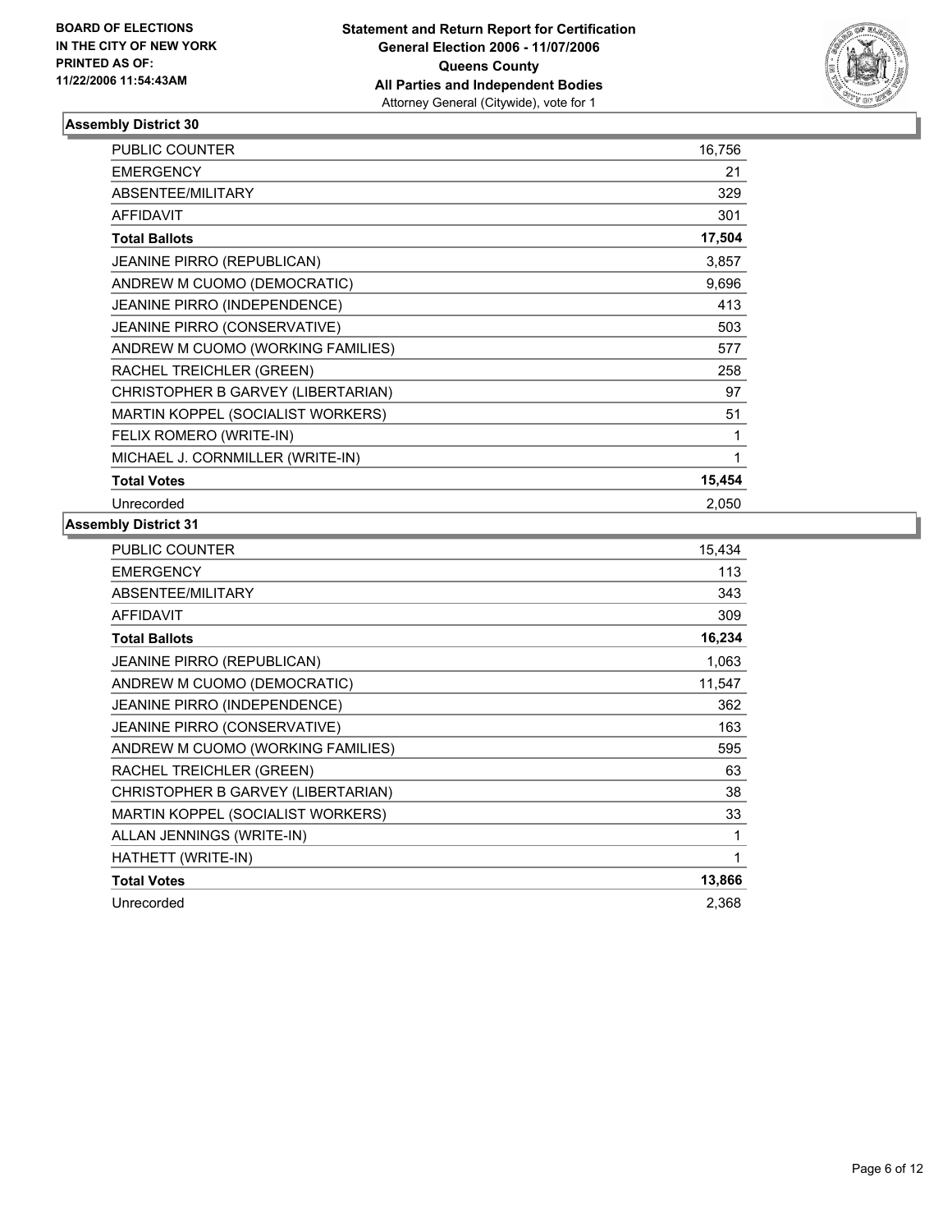**BOARD OF ELECTIONS IN THE CITY OF NEW YORK PRINTED AS OF: 11/22/2006 11:54:43AM**

**Statement and Return Report for Certification**
**General Election 2006 - 11/07/2006**
**Queens County**
**All Parties and Independent Bodies**
Attorney General (Citywide), vote for 1

### Assembly District 30

| | |
|---|---|
| PUBLIC COUNTER | 16,756 |
| EMERGENCY | 21 |
| ABSENTEE/MILITARY | 329 |
| AFFIDAVIT | 301 |
| **Total Ballots** | **17,504** |
| JEANINE PIRRO (REPUBLICAN) | 3,857 |
| ANDREW M CUOMO (DEMOCRATIC) | 9,696 |
| JEANINE PIRRO (INDEPENDENCE) | 413 |
| JEANINE PIRRO (CONSERVATIVE) | 503 |
| ANDREW M CUOMO (WORKING FAMILIES) | 577 |
| RACHEL TREICHLER (GREEN) | 258 |
| CHRISTOPHER B GARVEY (LIBERTARIAN) | 97 |
| MARTIN KOPPEL (SOCIALIST WORKERS) | 51 |
| FELIX ROMERO (WRITE-IN) | 1 |
| MICHAEL J. CORNMILLER (WRITE-IN) | 1 |
| **Total Votes** | **15,454** |
| Unrecorded | 2,050 |

### Assembly District 31

| | |
|---|---|
| PUBLIC COUNTER | 15,434 |
| EMERGENCY | 113 |
| ABSENTEE/MILITARY | 343 |
| AFFIDAVIT | 309 |
| **Total Ballots** | **16,234** |
| JEANINE PIRRO (REPUBLICAN) | 1,063 |
| ANDREW M CUOMO (DEMOCRATIC) | 11,547 |
| JEANINE PIRRO (INDEPENDENCE) | 362 |
| JEANINE PIRRO (CONSERVATIVE) | 163 |
| ANDREW M CUOMO (WORKING FAMILIES) | 595 |
| RACHEL TREICHLER (GREEN) | 63 |
| CHRISTOPHER B GARVEY (LIBERTARIAN) | 38 |
| MARTIN KOPPEL (SOCIALIST WORKERS) | 33 |
| ALLAN JENNINGS (WRITE-IN) | 1 |
| HATHETT (WRITE-IN) | 1 |
| **Total Votes** | **13,866** |
| Unrecorded | 2,368 |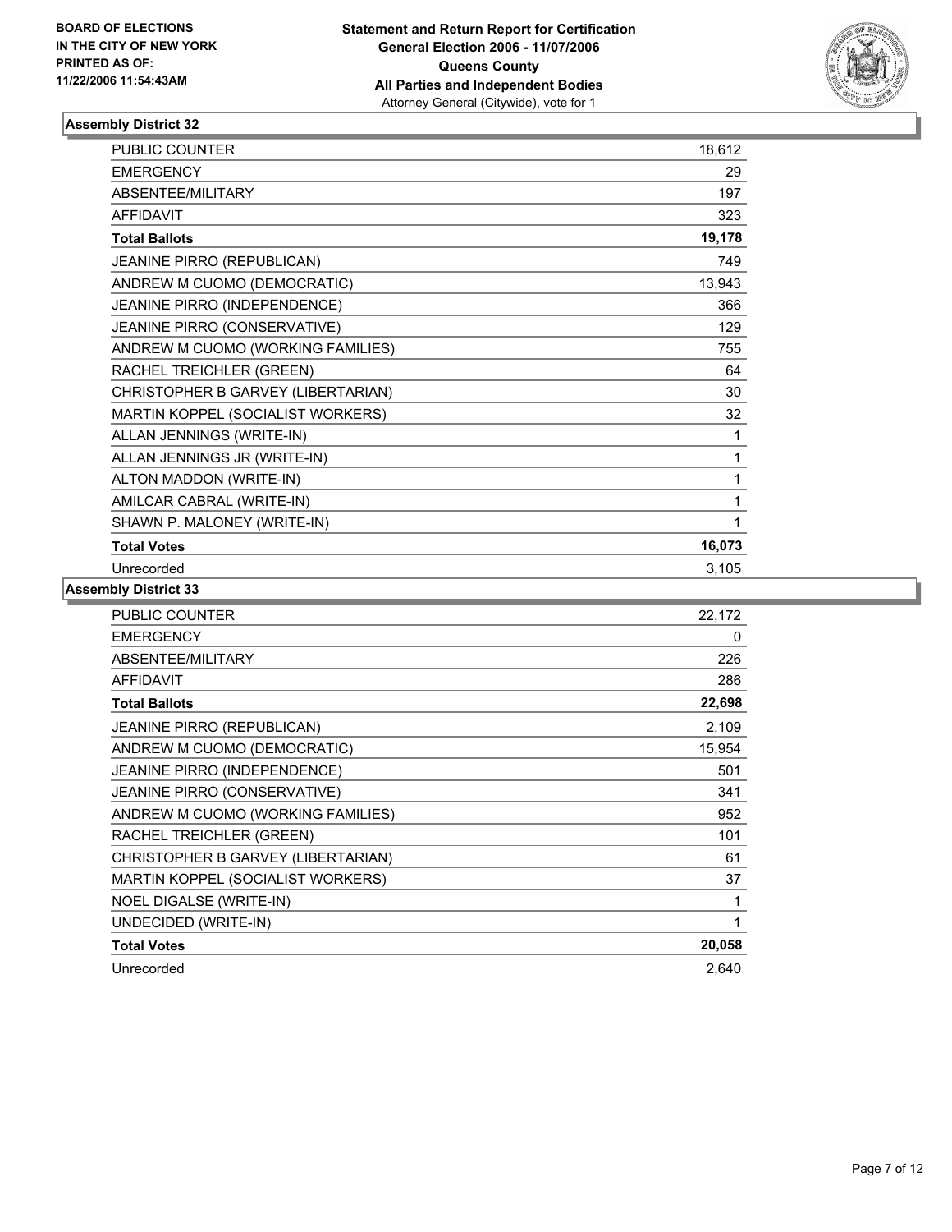BOARD OF ELECTIONS
IN THE CITY OF NEW YORK
PRINTED AS OF:
11/22/2006 11:54:43AM

**Statement and Return Report for Certification**
**General Election 2006 - 11/07/2006**
**Queens County**
**All Parties and Independent Bodies**
Attorney General (Citywide), vote for 1

### Assembly District 32

| | |
|---|---|
| PUBLIC COUNTER | 18,612 |
| EMERGENCY | 29 |
| ABSENTEE/MILITARY | 197 |
| AFFIDAVIT | 323 |
| **Total Ballots** | **19,178** |
| JEANINE PIRRO (REPUBLICAN) | 749 |
| ANDREW M CUOMO (DEMOCRATIC) | 13,943 |
| JEANINE PIRRO (INDEPENDENCE) | 366 |
| JEANINE PIRRO (CONSERVATIVE) | 129 |
| ANDREW M CUOMO (WORKING FAMILIES) | 755 |
| RACHEL TREICHLER (GREEN) | 64 |
| CHRISTOPHER B GARVEY (LIBERTARIAN) | 30 |
| MARTIN KOPPEL (SOCIALIST WORKERS) | 32 |
| ALLAN JENNINGS (WRITE-IN) | 1 |
| ALLAN JENNINGS JR (WRITE-IN) | 1 |
| ALTON MADDON (WRITE-IN) | 1 |
| AMILCAR CABRAL (WRITE-IN) | 1 |
| SHAWN P. MALONEY (WRITE-IN) | 1 |
| **Total Votes** | **16,073** |
| Unrecorded | 3,105 |

### Assembly District 33

| | |
|---|---|
| PUBLIC COUNTER | 22,172 |
| EMERGENCY | 0 |
| ABSENTEE/MILITARY | 226 |
| AFFIDAVIT | 286 |
| **Total Ballots** | **22,698** |
| JEANINE PIRRO (REPUBLICAN) | 2,109 |
| ANDREW M CUOMO (DEMOCRATIC) | 15,954 |
| JEANINE PIRRO (INDEPENDENCE) | 501 |
| JEANINE PIRRO (CONSERVATIVE) | 341 |
| ANDREW M CUOMO (WORKING FAMILIES) | 952 |
| RACHEL TREICHLER (GREEN) | 101 |
| CHRISTOPHER B GARVEY (LIBERTARIAN) | 61 |
| MARTIN KOPPEL (SOCIALIST WORKERS) | 37 |
| NOEL DIGALSE (WRITE-IN) | 1 |
| UNDECIDED (WRITE-IN) | 1 |
| **Total Votes** | **20,058** |
| Unrecorded | 2,640 |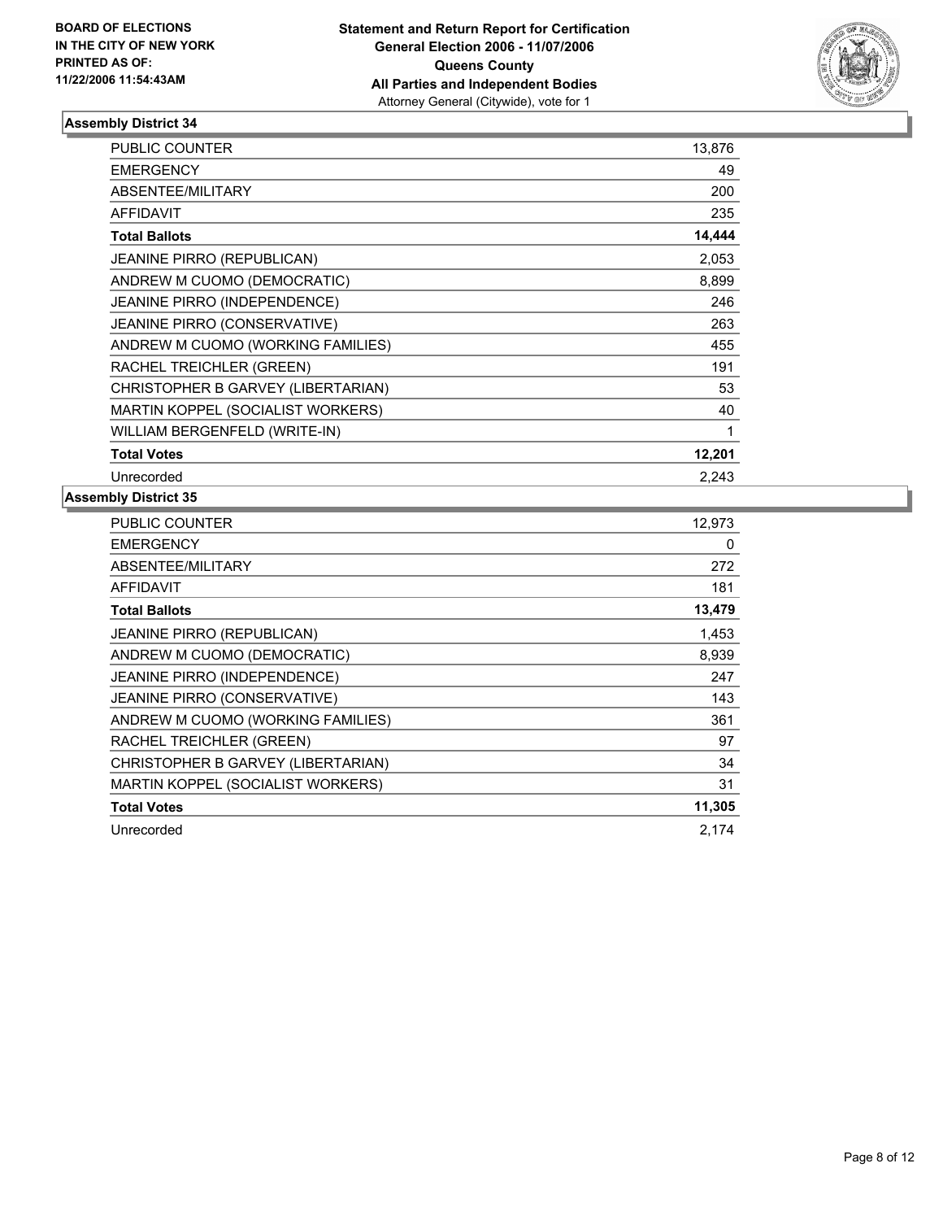**BOARD OF ELECTIONS IN THE CITY OF NEW YORK PRINTED AS OF: 11/22/2006 11:54:43AM**

**Statement and Return Report for Certification General Election 2006 - 11/07/2006 Queens County All Parties and Independent Bodies**
Attorney General (Citywide), vote for 1

### Assembly District 34

| | |
|---|---|
| PUBLIC COUNTER | 13,876 |
| EMERGENCY | 49 |
| ABSENTEE/MILITARY | 200 |
| AFFIDAVIT | 235 |
| **Total Ballots** | **14,444** |
| JEANINE PIRRO (REPUBLICAN) | 2,053 |
| ANDREW M CUOMO (DEMOCRATIC) | 8,899 |
| JEANINE PIRRO (INDEPENDENCE) | 246 |
| JEANINE PIRRO (CONSERVATIVE) | 263 |
| ANDREW M CUOMO (WORKING FAMILIES) | 455 |
| RACHEL TREICHLER (GREEN) | 191 |
| CHRISTOPHER B GARVEY (LIBERTARIAN) | 53 |
| MARTIN KOPPEL (SOCIALIST WORKERS) | 40 |
| WILLIAM BERGENFELD (WRITE-IN) | 1 |
| **Total Votes** | **12,201** |
| Unrecorded | 2,243 |

### Assembly District 35

| | |
|---|---|
| PUBLIC COUNTER | 12,973 |
| EMERGENCY | 0 |
| ABSENTEE/MILITARY | 272 |
| AFFIDAVIT | 181 |
| **Total Ballots** | **13,479** |
| JEANINE PIRRO (REPUBLICAN) | 1,453 |
| ANDREW M CUOMO (DEMOCRATIC) | 8,939 |
| JEANINE PIRRO (INDEPENDENCE) | 247 |
| JEANINE PIRRO (CONSERVATIVE) | 143 |
| ANDREW M CUOMO (WORKING FAMILIES) | 361 |
| RACHEL TREICHLER (GREEN) | 97 |
| CHRISTOPHER B GARVEY (LIBERTARIAN) | 34 |
| MARTIN KOPPEL (SOCIALIST WORKERS) | 31 |
| **Total Votes** | **11,305** |
| Unrecorded | 2,174 |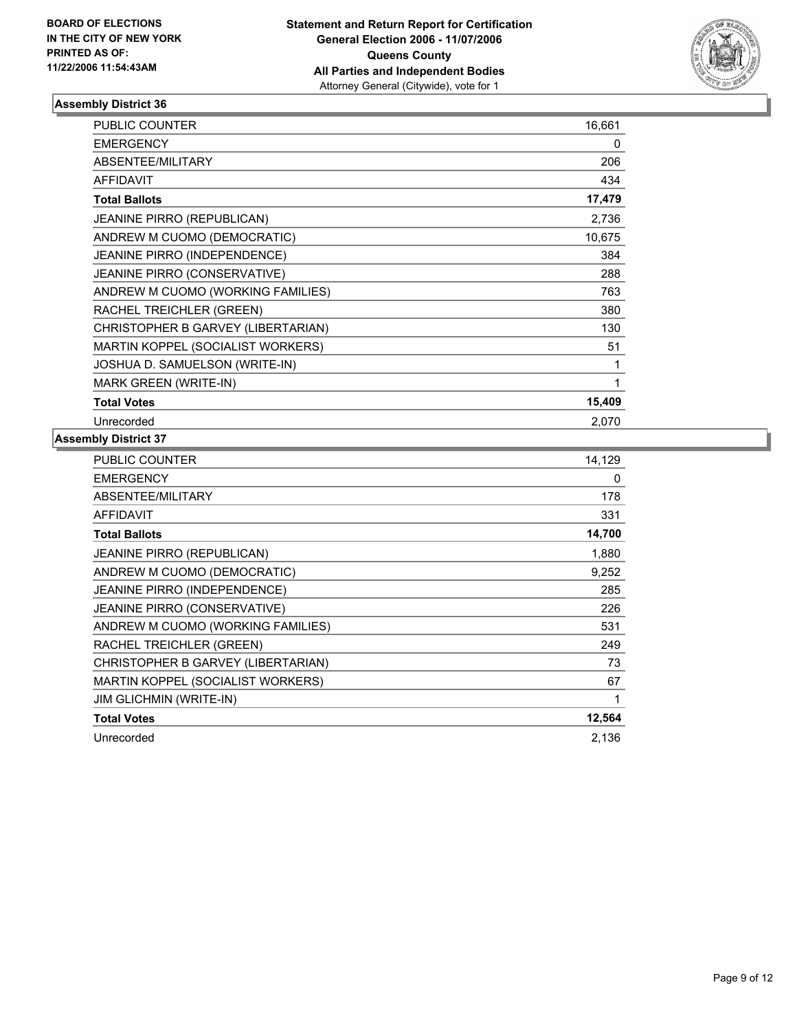**BOARD OF ELECTIONS IN THE CITY OF NEW YORK PRINTED AS OF: 11/22/2006 11:54:43AM**

**Statement and Return Report for Certification General Election 2006 - 11/07/2006 Queens County All Parties and Independent Bodies**
Attorney General (Citywide), vote for 1

## Assembly District 36

| | |
|---|---|
| PUBLIC COUNTER | 16,661 |
| EMERGENCY | 0 |
| ABSENTEE/MILITARY | 206 |
| AFFIDAVIT | 434 |
| **Total Ballots** | **17,479** |
| JEANINE PIRRO (REPUBLICAN) | 2,736 |
| ANDREW M CUOMO (DEMOCRATIC) | 10,675 |
| JEANINE PIRRO (INDEPENDENCE) | 384 |
| JEANINE PIRRO (CONSERVATIVE) | 288 |
| ANDREW M CUOMO (WORKING FAMILIES) | 763 |
| RACHEL TREICHLER (GREEN) | 380 |
| CHRISTOPHER B GARVEY (LIBERTARIAN) | 130 |
| MARTIN KOPPEL (SOCIALIST WORKERS) | 51 |
| JOSHUA D. SAMUELSON (WRITE-IN) | 1 |
| MARK GREEN (WRITE-IN) | 1 |
| **Total Votes** | **15,409** |
| Unrecorded | 2,070 |

## Assembly District 37

| | |
|---|---|
| PUBLIC COUNTER | 14,129 |
| EMERGENCY | 0 |
| ABSENTEE/MILITARY | 178 |
| AFFIDAVIT | 331 |
| **Total Ballots** | **14,700** |
| JEANINE PIRRO (REPUBLICAN) | 1,880 |
| ANDREW M CUOMO (DEMOCRATIC) | 9,252 |
| JEANINE PIRRO (INDEPENDENCE) | 285 |
| JEANINE PIRRO (CONSERVATIVE) | 226 |
| ANDREW M CUOMO (WORKING FAMILIES) | 531 |
| RACHEL TREICHLER (GREEN) | 249 |
| CHRISTOPHER B GARVEY (LIBERTARIAN) | 73 |
| MARTIN KOPPEL (SOCIALIST WORKERS) | 67 |
| JIM GLICHMIN (WRITE-IN) | 1 |
| **Total Votes** | **12,564** |
| Unrecorded | 2,136 |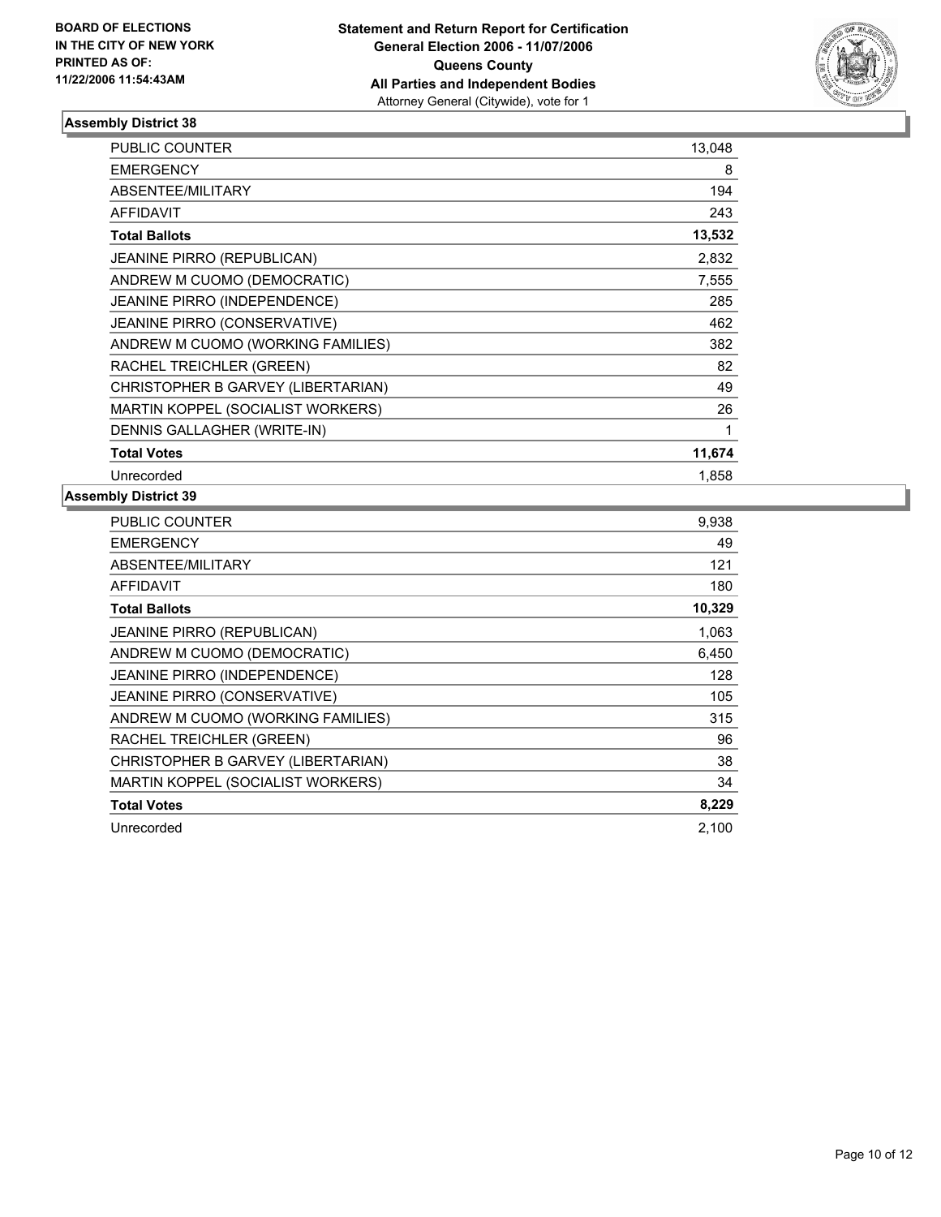**BOARD OF ELECTIONS IN THE CITY OF NEW YORK PRINTED AS OF: 11/22/2006 11:54:43AM**

**Statement and Return Report for Certification General Election 2006 - 11/07/2006 Queens County All Parties and Independent Bodies**
Attorney General (Citywide), vote for 1

## Assembly District 38

| | |
|---|---|
| PUBLIC COUNTER | 13,048 |
| EMERGENCY | 8 |
| ABSENTEE/MILITARY | 194 |
| AFFIDAVIT | 243 |
| **Total Ballots** | **13,532** |
| JEANINE PIRRO (REPUBLICAN) | 2,832 |
| ANDREW M CUOMO (DEMOCRATIC) | 7,555 |
| JEANINE PIRRO (INDEPENDENCE) | 285 |
| JEANINE PIRRO (CONSERVATIVE) | 462 |
| ANDREW M CUOMO (WORKING FAMILIES) | 382 |
| RACHEL TREICHLER (GREEN) | 82 |
| CHRISTOPHER B GARVEY (LIBERTARIAN) | 49 |
| MARTIN KOPPEL (SOCIALIST WORKERS) | 26 |
| DENNIS GALLAGHER (WRITE-IN) | 1 |
| **Total Votes** | **11,674** |
| Unrecorded | 1,858 |

## Assembly District 39

| | |
|---|---|
| PUBLIC COUNTER | 9,938 |
| EMERGENCY | 49 |
| ABSENTEE/MILITARY | 121 |
| AFFIDAVIT | 180 |
| **Total Ballots** | **10,329** |
| JEANINE PIRRO (REPUBLICAN) | 1,063 |
| ANDREW M CUOMO (DEMOCRATIC) | 6,450 |
| JEANINE PIRRO (INDEPENDENCE) | 128 |
| JEANINE PIRRO (CONSERVATIVE) | 105 |
| ANDREW M CUOMO (WORKING FAMILIES) | 315 |
| RACHEL TREICHLER (GREEN) | 96 |
| CHRISTOPHER B GARVEY (LIBERTARIAN) | 38 |
| MARTIN KOPPEL (SOCIALIST WORKERS) | 34 |
| **Total Votes** | **8,229** |
| Unrecorded | 2,100 |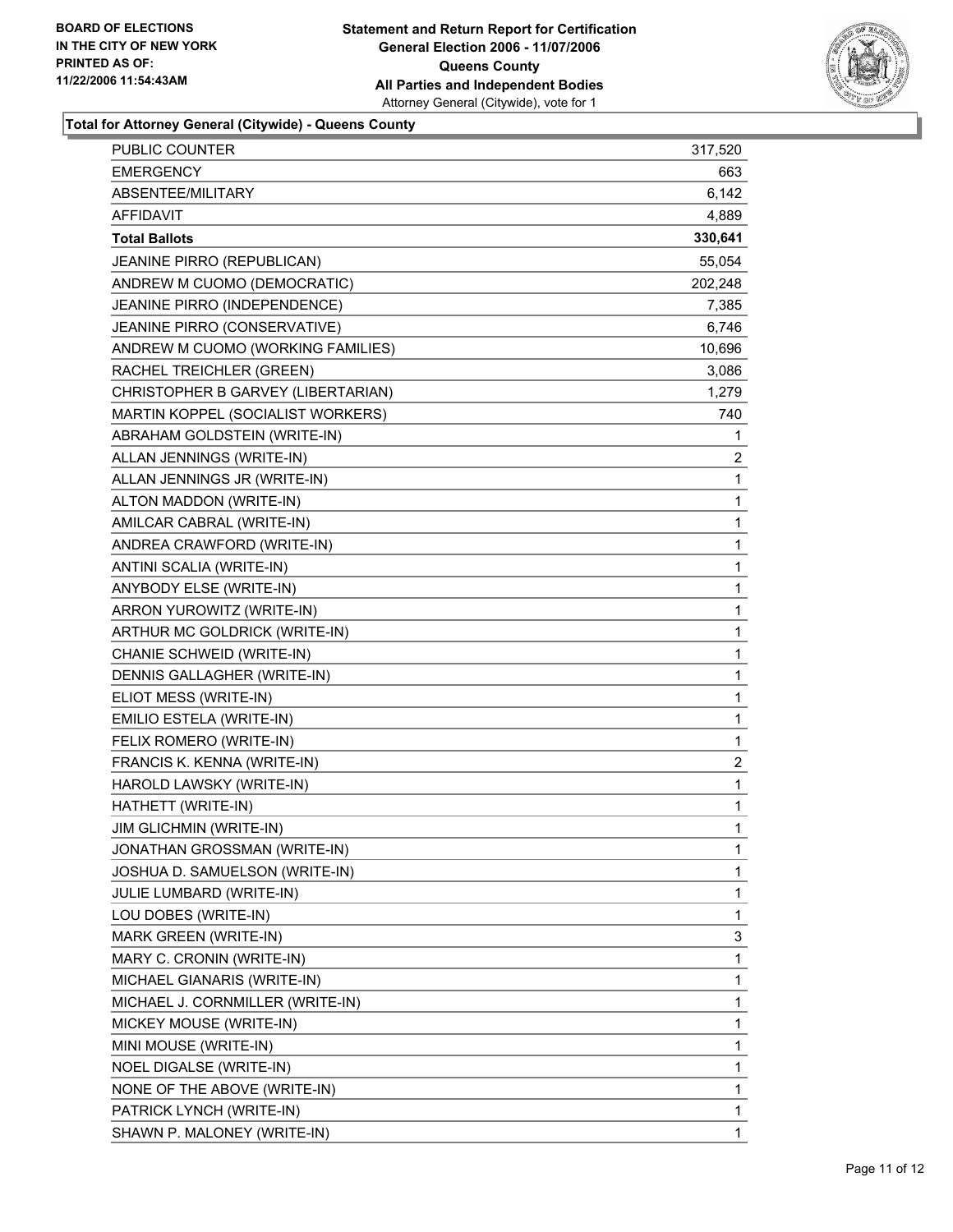**BOARD OF ELECTIONS IN THE CITY OF NEW YORK PRINTED AS OF: 11/22/2006 11:54:43AM**

# Statement and Return Report for Certification
## General Election 2006 - 11/07/2006
## Queens County
## All Parties and Independent Bodies
Attorney General (Citywide), vote for 1

### Total for Attorney General (Citywide) - Queens County

| | |
|---|---|
| PUBLIC COUNTER | 317,520 |
| EMERGENCY | 663 |
| ABSENTEE/MILITARY | 6,142 |
| AFFIDAVIT | 4,889 |
| **Total Ballots** | **330,641** |
| JEANINE PIRRO (REPUBLICAN) | 55,054 |
| ANDREW M CUOMO (DEMOCRATIC) | 202,248 |
| JEANINE PIRRO (INDEPENDENCE) | 7,385 |
| JEANINE PIRRO (CONSERVATIVE) | 6,746 |
| ANDREW M CUOMO (WORKING FAMILIES) | 10,696 |
| RACHEL TREICHLER (GREEN) | 3,086 |
| CHRISTOPHER B GARVEY (LIBERTARIAN) | 1,279 |
| MARTIN KOPPEL (SOCIALIST WORKERS) | 740 |
| ABRAHAM GOLDSTEIN (WRITE-IN) | 1 |
| ALLAN JENNINGS (WRITE-IN) | 2 |
| ALLAN JENNINGS JR (WRITE-IN) | 1 |
| ALTON MADDON (WRITE-IN) | 1 |
| AMILCAR CABRAL (WRITE-IN) | 1 |
| ANDREA CRAWFORD (WRITE-IN) | 1 |
| ANTINI SCALIA (WRITE-IN) | 1 |
| ANYBODY ELSE (WRITE-IN) | 1 |
| ARRON YUROWITZ (WRITE-IN) | 1 |
| ARTHUR MC GOLDRICK (WRITE-IN) | 1 |
| CHANIE SCHWEID (WRITE-IN) | 1 |
| DENNIS GALLAGHER (WRITE-IN) | 1 |
| ELIOT MESS (WRITE-IN) | 1 |
| EMILIO ESTELA (WRITE-IN) | 1 |
| FELIX ROMERO (WRITE-IN) | 1 |
| FRANCIS K. KENNA (WRITE-IN) | 2 |
| HAROLD LAWSKY (WRITE-IN) | 1 |
| HATHETT (WRITE-IN) | 1 |
| JIM GLICHMIN (WRITE-IN) | 1 |
| JONATHAN GROSSMAN (WRITE-IN) | 1 |
| JOSHUA D. SAMUELSON (WRITE-IN) | 1 |
| JULIE LUMBARD (WRITE-IN) | 1 |
| LOU DOBES (WRITE-IN) | 1 |
| MARK GREEN (WRITE-IN) | 3 |
| MARY C. CRONIN (WRITE-IN) | 1 |
| MICHAEL GIANARIS (WRITE-IN) | 1 |
| MICHAEL J. CORNMILLER (WRITE-IN) | 1 |
| MICKEY MOUSE (WRITE-IN) | 1 |
| MINI MOUSE (WRITE-IN) | 1 |
| NOEL DIGALSE (WRITE-IN) | 1 |
| NONE OF THE ABOVE (WRITE-IN) | 1 |
| PATRICK LYNCH (WRITE-IN) | 1 |
| SHAWN P. MALONEY (WRITE-IN) | 1 |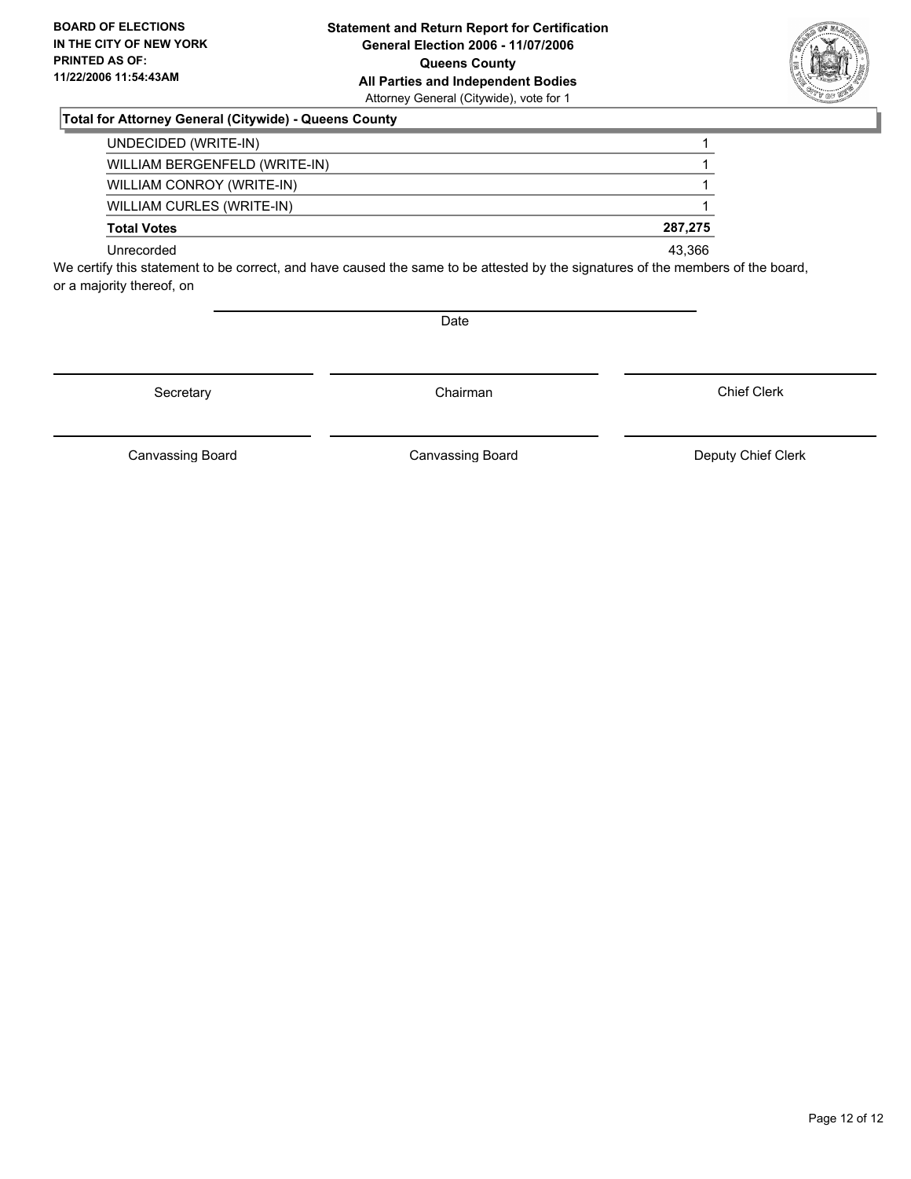**BOARD OF ELECTIONS IN THE CITY OF NEW YORK PRINTED AS OF: 11/22/2006 11:54:43AM**

**Statement and Return Report for Certification General Election 2006 - 11/07/2006 Queens County All Parties and Independent Bodies**

Attorney General (Citywide), vote for 1

### Total for Attorney General (Citywide) - Queens County

| | |
|---|---|
| UNDECIDED (WRITE-IN) | 1 |
| WILLIAM BERGENFELD (WRITE-IN) | 1 |
| WILLIAM CONROY (WRITE-IN) | 1 |
| WILLIAM CURLES (WRITE-IN) | 1 |
| **Total Votes** | **287,275** |
| Unrecorded | 43,366 |

We certify this statement to be correct, and have caused the same to be attested by the signatures of the members of the board, or a majority thereof, on

Date

| | | |
|---|---|---|
| Secretary | Chairman | Chief Clerk |
| Canvassing Board | Canvassing Board | Deputy Chief Clerk |